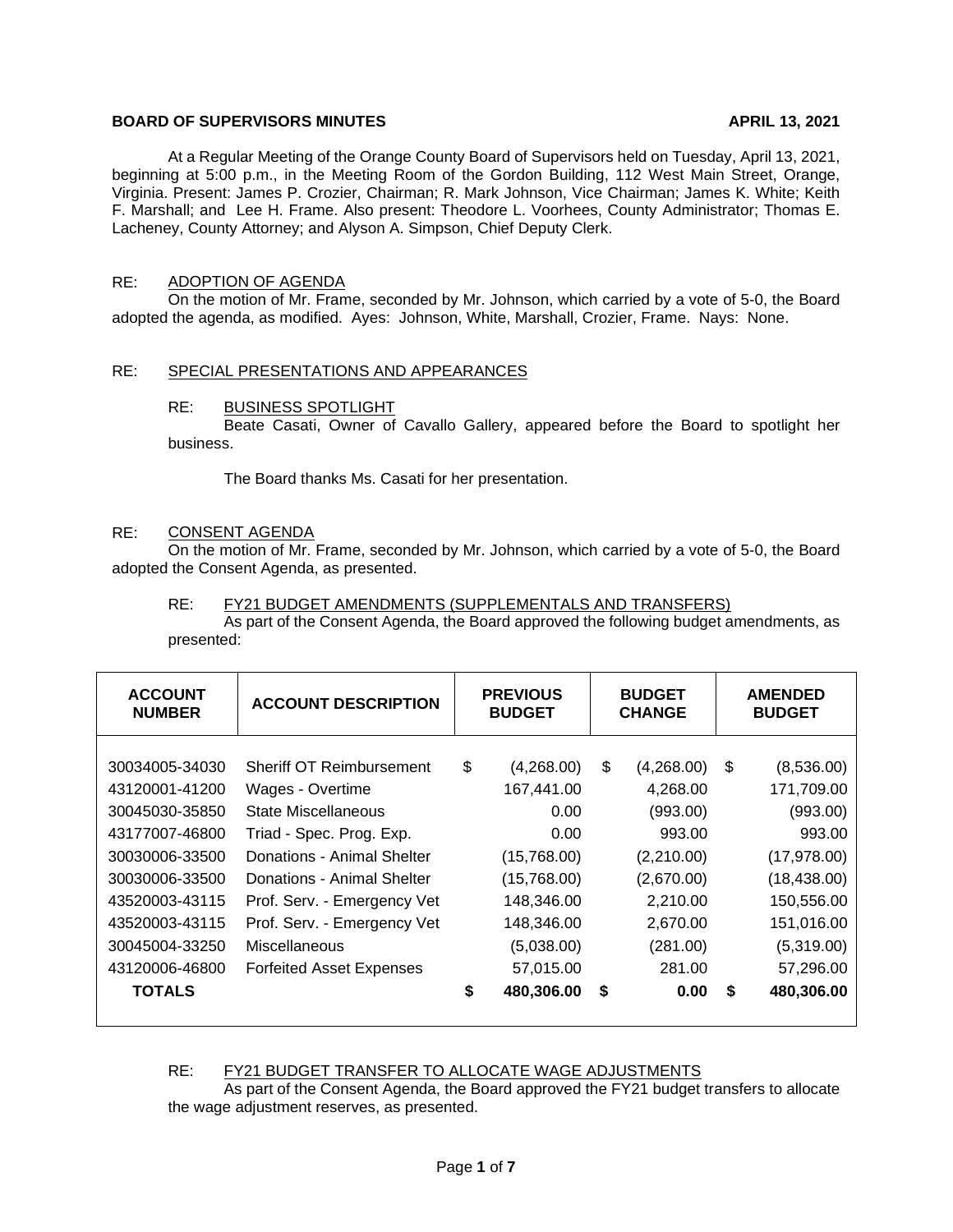**BOARD OF SUPERVISORS MINUTES** **APRIL 13, 2021**

At a Regular Meeting of the Orange County Board of Supervisors held on Tuesday, April 13, 2021, beginning at 5:00 p.m., in the Meeting Room of the Gordon Building, 112 West Main Street, Orange, Virginia. Present: James P. Crozier, Chairman; R. Mark Johnson, Vice Chairman; James K. White; Keith F. Marshall; and Lee H. Frame. Also present: Theodore L. Voorhees, County Administrator; Thomas E. Lacheney, County Attorney; and Alyson A. Simpson, Chief Deputy Clerk.

RE: ADOPTION OF AGENDA

On the motion of Mr. Frame, seconded by Mr. Johnson, which carried by a vote of 5-0, the Board adopted the agenda, as modified. Ayes: Johnson, White, Marshall, Crozier, Frame. Nays: None.

RE: SPECIAL PRESENTATIONS AND APPEARANCES

RE: BUSINESS SPOTLIGHT

Beate Casati, Owner of Cavallo Gallery, appeared before the Board to spotlight her business.

The Board thanks Ms. Casati for her presentation.

RE: CONSENT AGENDA

On the motion of Mr. Frame, seconded by Mr. Johnson, which carried by a vote of 5-0, the Board adopted the Consent Agenda, as presented.

RE: FY21 BUDGET AMENDMENTS (SUPPLEMENTALS AND TRANSFERS)

As part of the Consent Agenda, the Board approved the following budget amendments, as presented:

| ACCOUNT NUMBER | ACCOUNT DESCRIPTION | PREVIOUS BUDGET | BUDGET CHANGE | AMENDED BUDGET |
|---|---|---|---|---|
| 30034005-34030 | Sheriff OT Reimbursement | $ (4,268.00) | $ (4,268.00) | $ (8,536.00) |
| 43120001-41200 | Wages - Overtime | 167,441.00 | 4,268.00 | 171,709.00 |
| 30045030-35850 | State Miscellaneous | 0.00 | (993.00) | (993.00) |
| 43177007-46800 | Triad - Spec. Prog. Exp. | 0.00 | 993.00 | 993.00 |
| 30030006-33500 | Donations - Animal Shelter | (15,768.00) | (2,210.00) | (17,978.00) |
| 30030006-33500 | Donations - Animal Shelter | (15,768.00) | (2,670.00) | (18,438.00) |
| 43520003-43115 | Prof. Serv. - Emergency Vet | 148,346.00 | 2,210.00 | 150,556.00 |
| 43520003-43115 | Prof. Serv. - Emergency Vet | 148,346.00 | 2,670.00 | 151,016.00 |
| 30045004-33250 | Miscellaneous | (5,038.00) | (281.00) | (5,319.00) |
| 43120006-46800 | Forfeited Asset Expenses | 57,015.00 | 281.00 | 57,296.00 |
| **TOTALS** | | **$ 480,306.00** | **$ 0.00** | **$ 480,306.00** |

RE: FY21 BUDGET TRANSFER TO ALLOCATE WAGE ADJUSTMENTS

As part of the Consent Agenda, the Board approved the FY21 budget transfers to allocate the wage adjustment reserves, as presented.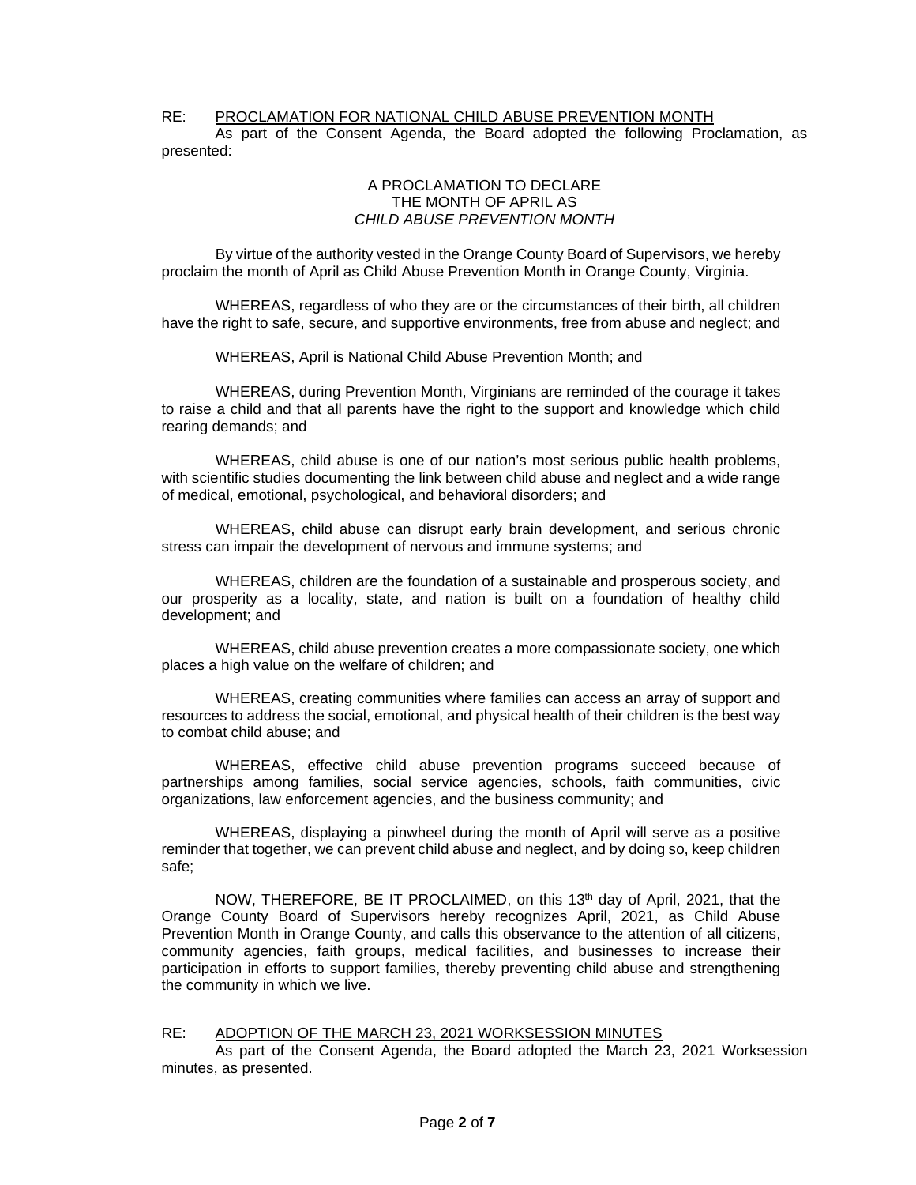RE: <u>PROCLAMATION FOR NATIONAL CHILD ABUSE PREVENTION MONTH</u>

As part of the Consent Agenda, the Board adopted the following Proclamation, as presented:

A PROCLAMATION TO DECLARE
THE MONTH OF APRIL AS
*CHILD ABUSE PREVENTION MONTH*

By virtue of the authority vested in the Orange County Board of Supervisors, we hereby proclaim the month of April as Child Abuse Prevention Month in Orange County, Virginia.

WHEREAS, regardless of who they are or the circumstances of their birth, all children have the right to safe, secure, and supportive environments, free from abuse and neglect; and

WHEREAS, April is National Child Abuse Prevention Month; and

WHEREAS, during Prevention Month, Virginians are reminded of the courage it takes to raise a child and that all parents have the right to the support and knowledge which child rearing demands; and

WHEREAS, child abuse is one of our nation's most serious public health problems, with scientific studies documenting the link between child abuse and neglect and a wide range of medical, emotional, psychological, and behavioral disorders; and

WHEREAS, child abuse can disrupt early brain development, and serious chronic stress can impair the development of nervous and immune systems; and

WHEREAS, children are the foundation of a sustainable and prosperous society, and our prosperity as a locality, state, and nation is built on a foundation of healthy child development; and

WHEREAS, child abuse prevention creates a more compassionate society, one which places a high value on the welfare of children; and

WHEREAS, creating communities where families can access an array of support and resources to address the social, emotional, and physical health of their children is the best way to combat child abuse; and

WHEREAS, effective child abuse prevention programs succeed because of partnerships among families, social service agencies, schools, faith communities, civic organizations, law enforcement agencies, and the business community; and

WHEREAS, displaying a pinwheel during the month of April will serve as a positive reminder that together, we can prevent child abuse and neglect, and by doing so, keep children safe;

NOW, THEREFORE, BE IT PROCLAIMED, on this 13th day of April, 2021, that the Orange County Board of Supervisors hereby recognizes April, 2021, as Child Abuse Prevention Month in Orange County, and calls this observance to the attention of all citizens, community agencies, faith groups, medical facilities, and businesses to increase their participation in efforts to support families, thereby preventing child abuse and strengthening the community in which we live.

RE: <u>ADOPTION OF THE MARCH 23, 2021 WORKSESSION MINUTES</u>

As part of the Consent Agenda, the Board adopted the March 23, 2021 Worksession minutes, as presented.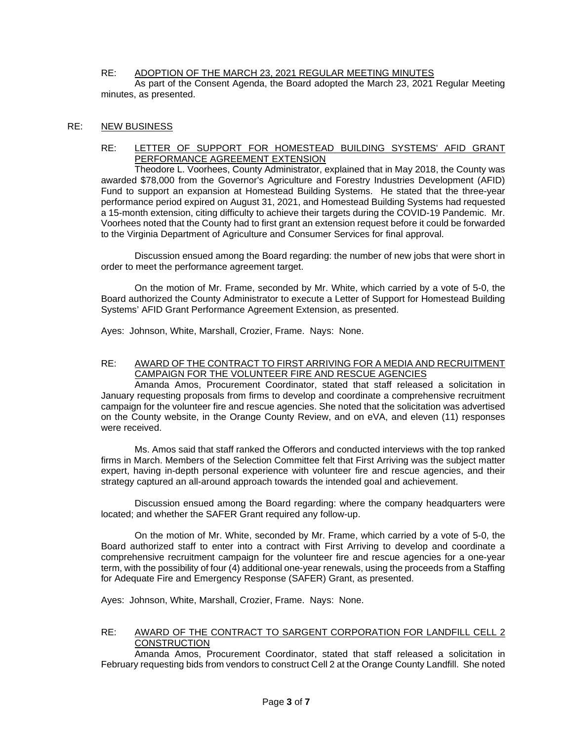RE: ADOPTION OF THE MARCH 23, 2021 REGULAR MEETING MINUTES

As part of the Consent Agenda, the Board adopted the March 23, 2021 Regular Meeting minutes, as presented.

RE: NEW BUSINESS

RE: LETTER OF SUPPORT FOR HOMESTEAD BUILDING SYSTEMS' AFID GRANT PERFORMANCE AGREEMENT EXTENSION

Theodore L. Voorhees, County Administrator, explained that in May 2018, the County was awarded $78,000 from the Governor's Agriculture and Forestry Industries Development (AFID) Fund to support an expansion at Homestead Building Systems. He stated that the three-year performance period expired on August 31, 2021, and Homestead Building Systems had requested a 15-month extension, citing difficulty to achieve their targets during the COVID-19 Pandemic. Mr. Voorhees noted that the County had to first grant an extension request before it could be forwarded to the Virginia Department of Agriculture and Consumer Services for final approval.

Discussion ensued among the Board regarding: the number of new jobs that were short in order to meet the performance agreement target.

On the motion of Mr. Frame, seconded by Mr. White, which carried by a vote of 5-0, the Board authorized the County Administrator to execute a Letter of Support for Homestead Building Systems' AFID Grant Performance Agreement Extension, as presented.

Ayes: Johnson, White, Marshall, Crozier, Frame. Nays: None.

RE: AWARD OF THE CONTRACT TO FIRST ARRIVING FOR A MEDIA AND RECRUITMENT CAMPAIGN FOR THE VOLUNTEER FIRE AND RESCUE AGENCIES

Amanda Amos, Procurement Coordinator, stated that staff released a solicitation in January requesting proposals from firms to develop and coordinate a comprehensive recruitment campaign for the volunteer fire and rescue agencies. She noted that the solicitation was advertised on the County website, in the Orange County Review, and on eVA, and eleven (11) responses were received.

Ms. Amos said that staff ranked the Offerors and conducted interviews with the top ranked firms in March. Members of the Selection Committee felt that First Arriving was the subject matter expert, having in-depth personal experience with volunteer fire and rescue agencies, and their strategy captured an all-around approach towards the intended goal and achievement.

Discussion ensued among the Board regarding: where the company headquarters were located; and whether the SAFER Grant required any follow-up.

On the motion of Mr. White, seconded by Mr. Frame, which carried by a vote of 5-0, the Board authorized staff to enter into a contract with First Arriving to develop and coordinate a comprehensive recruitment campaign for the volunteer fire and rescue agencies for a one-year term, with the possibility of four (4) additional one-year renewals, using the proceeds from a Staffing for Adequate Fire and Emergency Response (SAFER) Grant, as presented.

Ayes: Johnson, White, Marshall, Crozier, Frame. Nays: None.

RE: AWARD OF THE CONTRACT TO SARGENT CORPORATION FOR LANDFILL CELL 2 CONSTRUCTION

Amanda Amos, Procurement Coordinator, stated that staff released a solicitation in February requesting bids from vendors to construct Cell 2 at the Orange County Landfill. She noted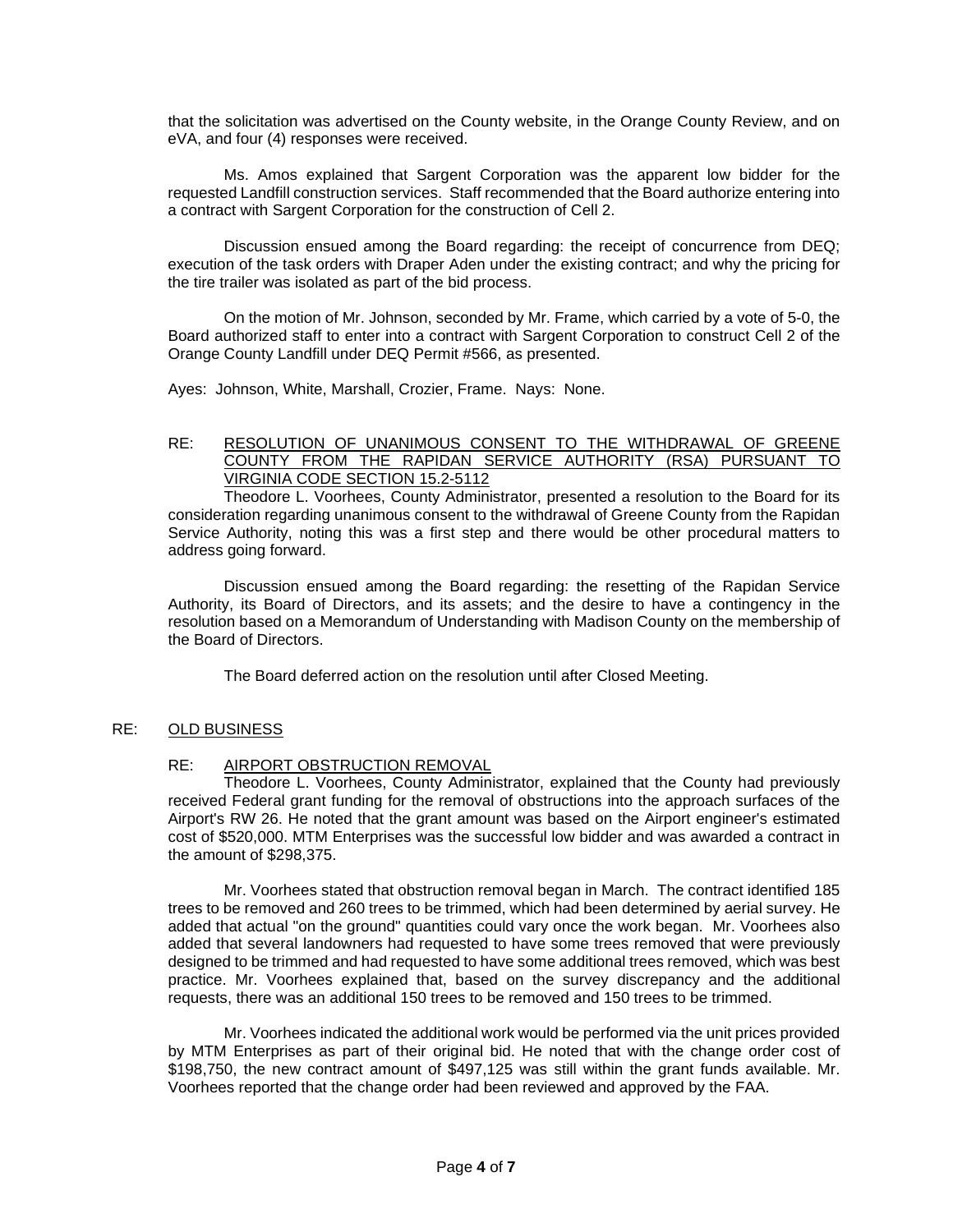that the solicitation was advertised on the County website, in the Orange County Review, and on eVA, and four (4) responses were received.

Ms. Amos explained that Sargent Corporation was the apparent low bidder for the requested Landfill construction services. Staff recommended that the Board authorize entering into a contract with Sargent Corporation for the construction of Cell 2.

Discussion ensued among the Board regarding: the receipt of concurrence from DEQ; execution of the task orders with Draper Aden under the existing contract; and why the pricing for the tire trailer was isolated as part of the bid process.

On the motion of Mr. Johnson, seconded by Mr. Frame, which carried by a vote of 5-0, the Board authorized staff to enter into a contract with Sargent Corporation to construct Cell 2 of the Orange County Landfill under DEQ Permit #566, as presented.

Ayes: Johnson, White, Marshall, Crozier, Frame. Nays: None.

RE: RESOLUTION OF UNANIMOUS CONSENT TO THE WITHDRAWAL OF GREENE COUNTY FROM THE RAPIDAN SERVICE AUTHORITY (RSA) PURSUANT TO VIRGINIA CODE SECTION 15.2-5112

Theodore L. Voorhees, County Administrator, presented a resolution to the Board for its consideration regarding unanimous consent to the withdrawal of Greene County from the Rapidan Service Authority, noting this was a first step and there would be other procedural matters to address going forward.

Discussion ensued among the Board regarding: the resetting of the Rapidan Service Authority, its Board of Directors, and its assets; and the desire to have a contingency in the resolution based on a Memorandum of Understanding with Madison County on the membership of the Board of Directors.

The Board deferred action on the resolution until after Closed Meeting.

RE: OLD BUSINESS

RE: AIRPORT OBSTRUCTION REMOVAL

Theodore L. Voorhees, County Administrator, explained that the County had previously received Federal grant funding for the removal of obstructions into the approach surfaces of the Airport's RW 26. He noted that the grant amount was based on the Airport engineer's estimated cost of $520,000. MTM Enterprises was the successful low bidder and was awarded a contract in the amount of $298,375.

Mr. Voorhees stated that obstruction removal began in March. The contract identified 185 trees to be removed and 260 trees to be trimmed, which had been determined by aerial survey. He added that actual "on the ground" quantities could vary once the work began. Mr. Voorhees also added that several landowners had requested to have some trees removed that were previously designed to be trimmed and had requested to have some additional trees removed, which was best practice. Mr. Voorhees explained that, based on the survey discrepancy and the additional requests, there was an additional 150 trees to be removed and 150 trees to be trimmed.

Mr. Voorhees indicated the additional work would be performed via the unit prices provided by MTM Enterprises as part of their original bid. He noted that with the change order cost of $198,750, the new contract amount of $497,125 was still within the grant funds available. Mr. Voorhees reported that the change order had been reviewed and approved by the FAA.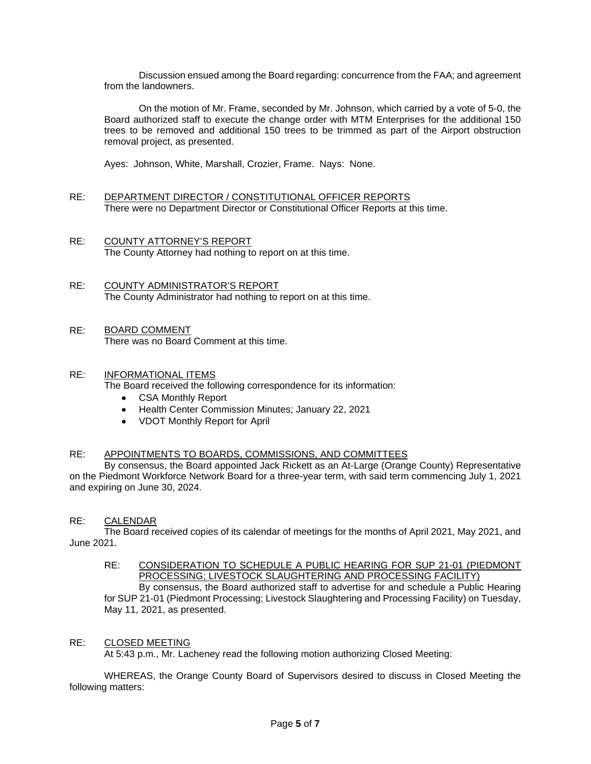Discussion ensued among the Board regarding: concurrence from the FAA; and agreement from the landowners.

On the motion of Mr. Frame, seconded by Mr. Johnson, which carried by a vote of 5-0, the Board authorized staff to execute the change order with MTM Enterprises for the additional 150 trees to be removed and additional 150 trees to be trimmed as part of the Airport obstruction removal project, as presented.

Ayes: Johnson, White, Marshall, Crozier, Frame. Nays: None.

RE: DEPARTMENT DIRECTOR / CONSTITUTIONAL OFFICER REPORTS

There were no Department Director or Constitutional Officer Reports at this time.

RE: COUNTY ATTORNEY'S REPORT

The County Attorney had nothing to report on at this time.

RE: COUNTY ADMINISTRATOR'S REPORT

The County Administrator had nothing to report on at this time.

RE: BOARD COMMENT

There was no Board Comment at this time.

RE: INFORMATIONAL ITEMS

The Board received the following correspondence for its information:

- CSA Monthly Report
- Health Center Commission Minutes; January 22, 2021
- VDOT Monthly Report for April

RE: APPOINTMENTS TO BOARDS, COMMISSIONS, AND COMMITTEES

By consensus, the Board appointed Jack Rickett as an At-Large (Orange County) Representative on the Piedmont Workforce Network Board for a three-year term, with said term commencing July 1, 2021 and expiring on June 30, 2024.

RE: CALENDAR

The Board received copies of its calendar of meetings for the months of April 2021, May 2021, and June 2021.

RE: CONSIDERATION TO SCHEDULE A PUBLIC HEARING FOR SUP 21-01 (PIEDMONT PROCESSING; LIVESTOCK SLAUGHTERING AND PROCESSING FACILITY)

By consensus, the Board authorized staff to advertise for and schedule a Public Hearing for SUP 21-01 (Piedmont Processing; Livestock Slaughtering and Processing Facility) on Tuesday, May 11, 2021, as presented.

RE: CLOSED MEETING

At 5:43 p.m., Mr. Lacheney read the following motion authorizing Closed Meeting:

WHEREAS, the Orange County Board of Supervisors desired to discuss in Closed Meeting the following matters: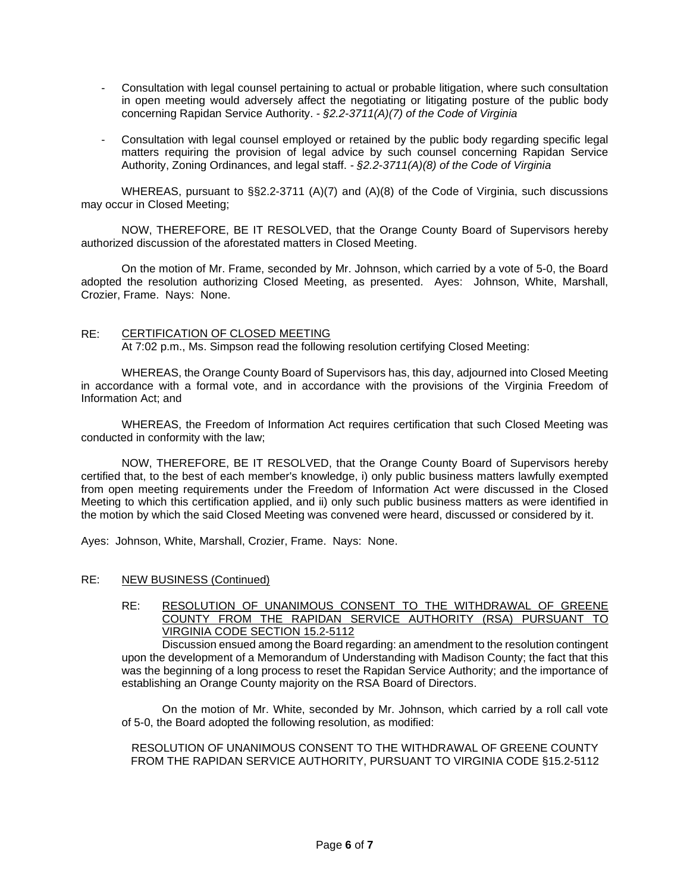- Consultation with legal counsel pertaining to actual or probable litigation, where such consultation in open meeting would adversely affect the negotiating or litigating posture of the public body concerning Rapidan Service Authority. - *§2.2-3711(A)(7) of the Code of Virginia*

- Consultation with legal counsel employed or retained by the public body regarding specific legal matters requiring the provision of legal advice by such counsel concerning Rapidan Service Authority, Zoning Ordinances, and legal staff. - *§2.2-3711(A)(8) of the Code of Virginia*

WHEREAS, pursuant to §§2.2-3711 (A)(7) and (A)(8) of the Code of Virginia, such discussions may occur in Closed Meeting;

NOW, THEREFORE, BE IT RESOLVED, that the Orange County Board of Supervisors hereby authorized discussion of the aforestated matters in Closed Meeting.

On the motion of Mr. Frame, seconded by Mr. Johnson, which carried by a vote of 5-0, the Board adopted the resolution authorizing Closed Meeting, as presented. Ayes: Johnson, White, Marshall, Crozier, Frame. Nays: None.

RE: <u>CERTIFICATION OF CLOSED MEETING</u>

At 7:02 p.m., Ms. Simpson read the following resolution certifying Closed Meeting:

WHEREAS, the Orange County Board of Supervisors has, this day, adjourned into Closed Meeting in accordance with a formal vote, and in accordance with the provisions of the Virginia Freedom of Information Act; and

WHEREAS, the Freedom of Information Act requires certification that such Closed Meeting was conducted in conformity with the law;

NOW, THEREFORE, BE IT RESOLVED, that the Orange County Board of Supervisors hereby certified that, to the best of each member's knowledge, i) only public business matters lawfully exempted from open meeting requirements under the Freedom of Information Act were discussed in the Closed Meeting to which this certification applied, and ii) only such public business matters as were identified in the motion by which the said Closed Meeting was convened were heard, discussed or considered by it.

Ayes: Johnson, White, Marshall, Crozier, Frame. Nays: None.

RE: <u>NEW BUSINESS (Continued)</u>

RE: <u>RESOLUTION OF UNANIMOUS CONSENT TO THE WITHDRAWAL OF GREENE COUNTY FROM THE RAPIDAN SERVICE AUTHORITY (RSA) PURSUANT TO VIRGINIA CODE SECTION 15.2-5112</u>

Discussion ensued among the Board regarding: an amendment to the resolution contingent upon the development of a Memorandum of Understanding with Madison County; the fact that this was the beginning of a long process to reset the Rapidan Service Authority; and the importance of establishing an Orange County majority on the RSA Board of Directors.

On the motion of Mr. White, seconded by Mr. Johnson, which carried by a roll call vote of 5-0, the Board adopted the following resolution, as modified:

RESOLUTION OF UNANIMOUS CONSENT TO THE WITHDRAWAL OF GREENE COUNTY FROM THE RAPIDAN SERVICE AUTHORITY, PURSUANT TO VIRGINIA CODE §15.2-5112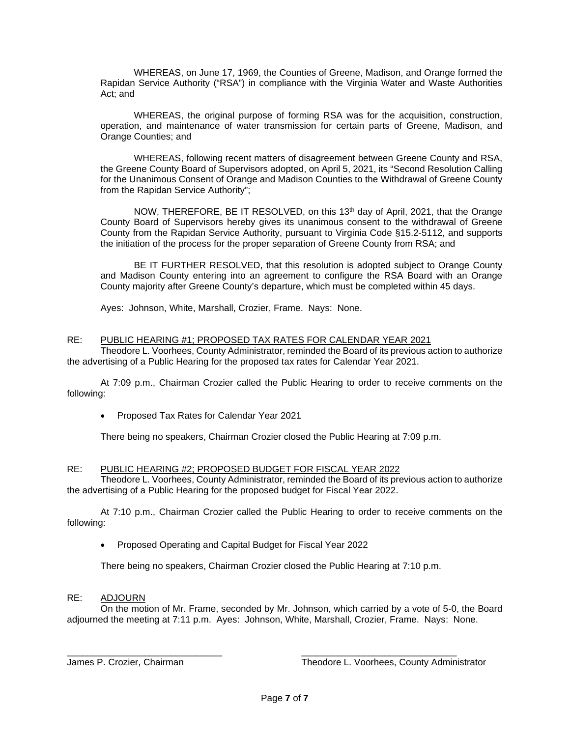WHEREAS, on June 17, 1969, the Counties of Greene, Madison, and Orange formed the Rapidan Service Authority ("RSA") in compliance with the Virginia Water and Waste Authorities Act; and

WHEREAS, the original purpose of forming RSA was for the acquisition, construction, operation, and maintenance of water transmission for certain parts of Greene, Madison, and Orange Counties; and

WHEREAS, following recent matters of disagreement between Greene County and RSA, the Greene County Board of Supervisors adopted, on April 5, 2021, its "Second Resolution Calling for the Unanimous Consent of Orange and Madison Counties to the Withdrawal of Greene County from the Rapidan Service Authority";

NOW, THEREFORE, BE IT RESOLVED, on this 13th day of April, 2021, that the Orange County Board of Supervisors hereby gives its unanimous consent to the withdrawal of Greene County from the Rapidan Service Authority, pursuant to Virginia Code §15.2-5112, and supports the initiation of the process for the proper separation of Greene County from RSA; and

BE IT FURTHER RESOLVED, that this resolution is adopted subject to Orange County and Madison County entering into an agreement to configure the RSA Board with an Orange County majority after Greene County's departure, which must be completed within 45 days.

Ayes: Johnson, White, Marshall, Crozier, Frame. Nays: None.

RE: <u>PUBLIC HEARING #1; PROPOSED TAX RATES FOR CALENDAR YEAR 2021</u>

Theodore L. Voorhees, County Administrator, reminded the Board of its previous action to authorize the advertising of a Public Hearing for the proposed tax rates for Calendar Year 2021.

At 7:09 p.m., Chairman Crozier called the Public Hearing to order to receive comments on the following:

- Proposed Tax Rates for Calendar Year 2021

There being no speakers, Chairman Crozier closed the Public Hearing at 7:09 p.m.

RE: <u>PUBLIC HEARING #2; PROPOSED BUDGET FOR FISCAL YEAR 2022</u>

Theodore L. Voorhees, County Administrator, reminded the Board of its previous action to authorize the advertising of a Public Hearing for the proposed budget for Fiscal Year 2022.

At 7:10 p.m., Chairman Crozier called the Public Hearing to order to receive comments on the following:

- Proposed Operating and Capital Budget for Fiscal Year 2022

There being no speakers, Chairman Crozier closed the Public Hearing at 7:10 p.m.

RE: <u>ADJOURN</u>

On the motion of Mr. Frame, seconded by Mr. Johnson, which carried by a vote of 5-0, the Board adjourned the meeting at 7:11 p.m. Ayes: Johnson, White, Marshall, Crozier, Frame. Nays: None.

_______________________________ James P. Crozier, Chairman

_______________________________ Theodore L. Voorhees, County Administrator